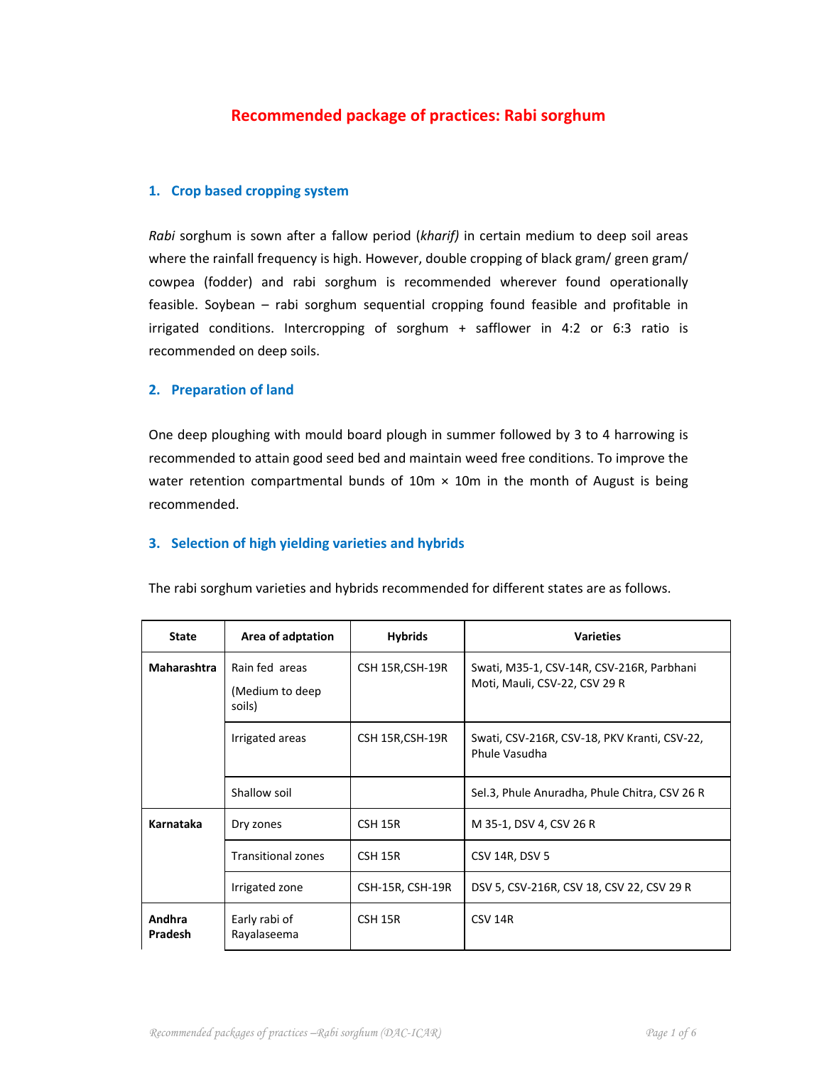# Recommended package of practices: Rabi sorghum

## 1. Crop based cropping system

*Rabi* sorghum is sown after a fallow period (*kharif)* in certain medium to deep soil areas where the rainfall frequency is high. However, double cropping of black gram/ green gram/ cowpea (fodder) and rabi sorghum is recommended wherever found operationally feasible. Soybean – rabi sorghum sequential cropping found feasible and profitable in irrigated conditions. Intercropping of sorghum + safflower in 4:2 or 6:3 ratio is recommended on deep soils.

## 2. Preparation of land

One deep ploughing with mould board plough in summer followed by 3 to 4 harrowing is recommended to attain good seed bed and maintain weed free conditions. To improve the water retention compartmental bunds of 10m × 10m in the month of August is being recommended.

## 3. Selection of high yielding varieties and hybrids

The rabi sorghum varieties and hybrids recommended for different states are as follows.

| State | Area of adptation | Hybrids | Varieties |
|---|---|---|---|
| **Maharashtra** | Rain fed areas (Medium to deep soils) | CSH 15R,CSH-19R | Swati, M35-1, CSV-14R, CSV-216R, Parbhani Moti, Mauli, CSV-22, CSV 29 R |
| | Irrigated areas | CSH 15R,CSH-19R | Swati, CSV-216R, CSV-18, PKV Kranti, CSV-22, Phule Vasudha |
| | Shallow soil | | Sel.3, Phule Anuradha, Phule Chitra, CSV 26 R |
| **Karnataka** | Dry zones | CSH 15R | M 35-1, DSV 4, CSV 26 R |
| | Transitional zones | CSH 15R | CSV 14R, DSV 5 |
| | Irrigated zone | CSH-15R, CSH-19R | DSV 5, CSV-216R, CSV 18, CSV 22, CSV 29 R |
| **Andhra Pradesh** | Early rabi of Rayalaseema | CSH 15R | CSV 14R |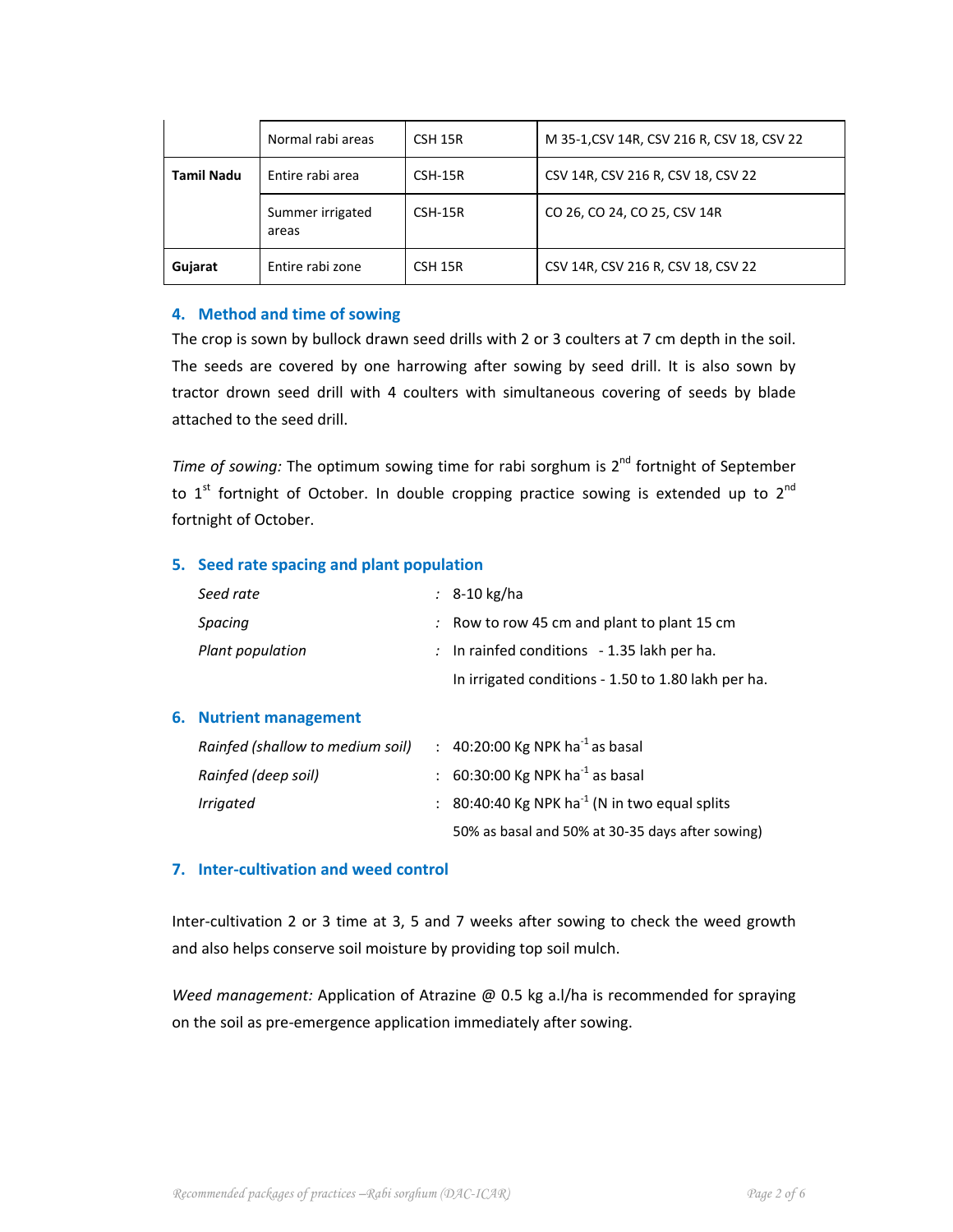| | | | |
|---|---|---|---|
| | Normal rabi areas | CSH 15R | M 35-1,CSV 14R, CSV 216 R, CSV 18, CSV 22 |
| **Tamil Nadu** | Entire rabi area | CSH-15R | CSV 14R, CSV 216 R, CSV 18, CSV 22 |
| | Summer irrigated areas | CSH-15R | CO 26, CO 24, CO 25, CSV 14R |
| **Gujarat** | Entire rabi zone | CSH 15R | CSV 14R, CSV 216 R, CSV 18, CSV 22 |

## 4. Method and time of sowing

The crop is sown by bullock drawn seed drills with 2 or 3 coulters at 7 cm depth in the soil. The seeds are covered by one harrowing after sowing by seed drill. It is also sown by tractor drown seed drill with 4 coulters with simultaneous covering of seeds by blade attached to the seed drill.

*Time of sowing:* The optimum sowing time for rabi sorghum is 2nd fortnight of September to 1st fortnight of October. In double cropping practice sowing is extended up to 2nd fortnight of October.

## 5. Seed rate spacing and plant population

| | | |
|---|---|---|
| *Seed rate* | : | 8-10 kg/ha |
| *Spacing* | : | Row to row 45 cm and plant to plant 15 cm |
| *Plant population* | : | In rainfed conditions - 1.35 lakh per ha. |
| | | In irrigated conditions - 1.50 to 1.80 lakh per ha. |

## 6. Nutrient management

| | | |
|---|---|---|
| *Rainfed (shallow to medium soil)* | : | 40:20:00 Kg NPK $ha^{-1}$ as basal |
| *Rainfed (deep soil)* | : | 60:30:00 Kg NPK $ha^{-1}$ as basal |
| *Irrigated* | : | 80:40:40 Kg NPK $ha^{-1}$ (N in two equal splits 50% as basal and 50% at 30-35 days after sowing) |

## 7. Inter-cultivation and weed control

Inter-cultivation 2 or 3 time at 3, 5 and 7 weeks after sowing to check the weed growth and also helps conserve soil moisture by providing top soil mulch.

*Weed management:* Application of Atrazine @ 0.5 kg a.l/ha is recommended for spraying on the soil as pre-emergence application immediately after sowing.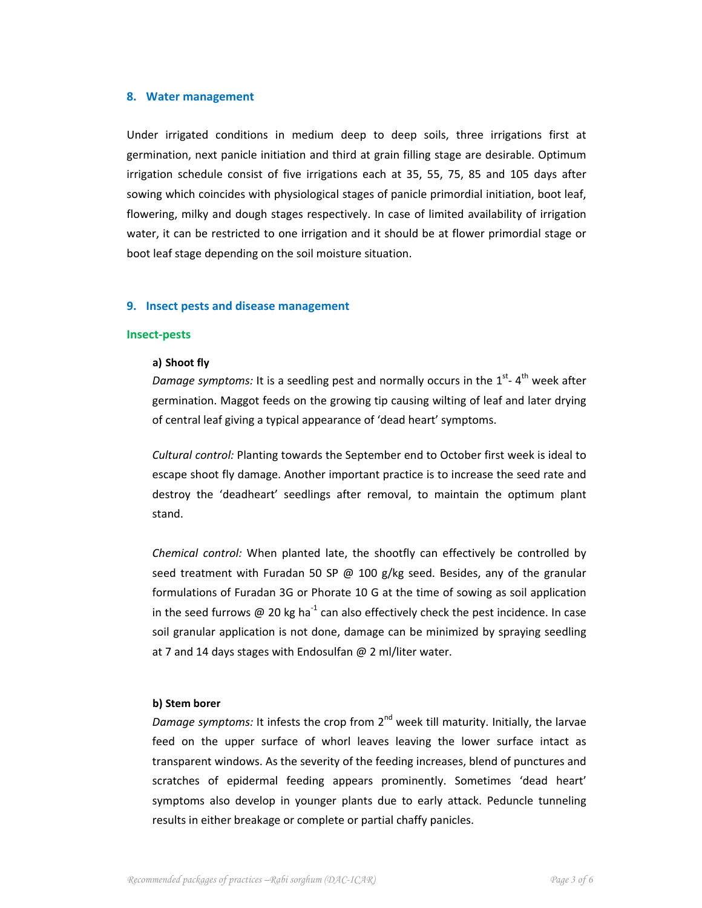## 8. Water management

Under irrigated conditions in medium deep to deep soils, three irrigations first at germination, next panicle initiation and third at grain filling stage are desirable. Optimum irrigation schedule consist of five irrigations each at 35, 55, 75, 85 and 105 days after sowing which coincides with physiological stages of panicle primordial initiation, boot leaf, flowering, milky and dough stages respectively. In case of limited availability of irrigation water, it can be restricted to one irrigation and it should be at flower primordial stage or boot leaf stage depending on the soil moisture situation.

## 9. Insect pests and disease management

### Insect-pests

**a) Shoot fly**

*Damage symptoms:* It is a seedling pest and normally occurs in the 1$^{st}$- 4$^{th}$ week after germination. Maggot feeds on the growing tip causing wilting of leaf and later drying of central leaf giving a typical appearance of 'dead heart' symptoms.

*Cultural control:* Planting towards the September end to October first week is ideal to escape shoot fly damage. Another important practice is to increase the seed rate and destroy the 'deadheart' seedlings after removal, to maintain the optimum plant stand.

*Chemical control:* When planted late, the shootfly can effectively be controlled by seed treatment with Furadan 50 SP @ 100 g/kg seed. Besides, any of the granular formulations of Furadan 3G or Phorate 10 G at the time of sowing as soil application in the seed furrows @ 20 kg ha$^{-1}$ can also effectively check the pest incidence. In case soil granular application is not done, damage can be minimized by spraying seedling at 7 and 14 days stages with Endosulfan @ 2 ml/liter water.

**b) Stem borer**

*Damage symptoms:* It infests the crop from 2$^{nd}$ week till maturity. Initially, the larvae feed on the upper surface of whorl leaves leaving the lower surface intact as transparent windows. As the severity of the feeding increases, blend of punctures and scratches of epidermal feeding appears prominently. Sometimes 'dead heart' symptoms also develop in younger plants due to early attack. Peduncle tunneling results in either breakage or complete or partial chaffy panicles.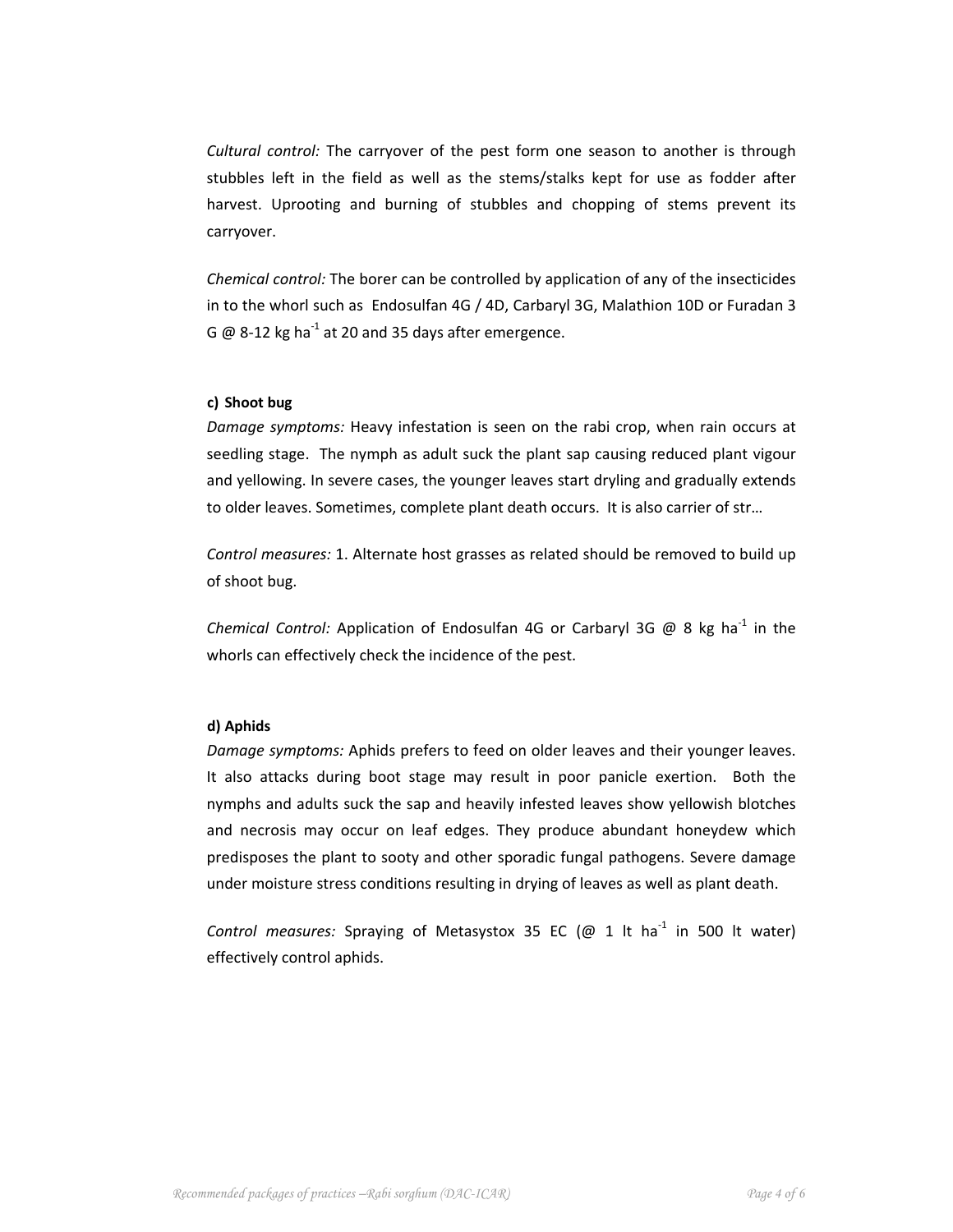*Cultural control:* The carryover of the pest form one season to another is through stubbles left in the field as well as the stems/stalks kept for use as fodder after harvest. Uprooting and burning of stubbles and chopping of stems prevent its carryover.

*Chemical control:* The borer can be controlled by application of any of the insecticides in to the whorl such as Endosulfan 4G / 4D, Carbaryl 3G, Malathion 10D or Furadan 3 G @ 8-12 kg $ha^{-1}$ at 20 and 35 days after emergence.

**c) Shoot bug**

*Damage symptoms:* Heavy infestation is seen on the rabi crop, when rain occurs at seedling stage. The nymph as adult suck the plant sap causing reduced plant vigour and yellowing. In severe cases, the younger leaves start dryling and gradually extends to older leaves. Sometimes, complete plant death occurs. It is also carrier of str…

*Control measures:* 1. Alternate host grasses as related should be removed to build up of shoot bug.

*Chemical Control:* Application of Endosulfan 4G or Carbaryl 3G @ 8 kg $ha^{-1}$ in the whorls can effectively check the incidence of the pest.

**d) Aphids**

*Damage symptoms:* Aphids prefers to feed on older leaves and their younger leaves. It also attacks during boot stage may result in poor panicle exertion. Both the nymphs and adults suck the sap and heavily infested leaves show yellowish blotches and necrosis may occur on leaf edges. They produce abundant honeydew which predisposes the plant to sooty and other sporadic fungal pathogens. Severe damage under moisture stress conditions resulting in drying of leaves as well as plant death.

*Control measures:* Spraying of Metasystox 35 EC (@ 1 lt $ha^{-1}$ in 500 lt water) effectively control aphids.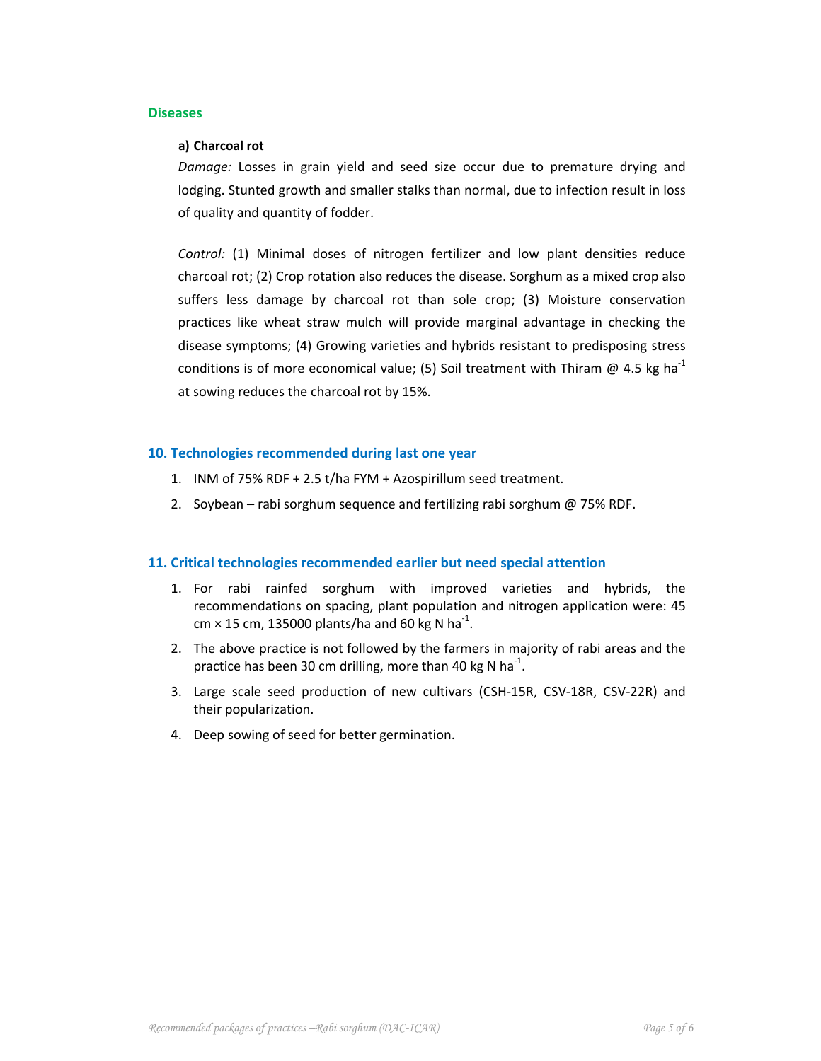## Diseases

**a) Charcoal rot**

*Damage:* Losses in grain yield and seed size occur due to premature drying and lodging. Stunted growth and smaller stalks than normal, due to infection result in loss of quality and quantity of fodder.

*Control:* (1) Minimal doses of nitrogen fertilizer and low plant densities reduce charcoal rot; (2) Crop rotation also reduces the disease. Sorghum as a mixed crop also suffers less damage by charcoal rot than sole crop; (3) Moisture conservation practices like wheat straw mulch will provide marginal advantage in checking the disease symptoms; (4) Growing varieties and hybrids resistant to predisposing stress conditions is of more economical value; (5) Soil treatment with Thiram @ 4.5 kg $ha^{-1}$ at sowing reduces the charcoal rot by 15%.

## 10. Technologies recommended during last one year

1. INM of 75% RDF + 2.5 t/ha FYM + Azospirillum seed treatment.
2. Soybean – rabi sorghum sequence and fertilizing rabi sorghum @ 75% RDF.

## 11. Critical technologies recommended earlier but need special attention

1. For rabi rainfed sorghum with improved varieties and hybrids, the recommendations on spacing, plant population and nitrogen application were: 45 cm × 15 cm, 135000 plants/ha and 60 kg N $ha^{-1}$.
2. The above practice is not followed by the farmers in majority of rabi areas and the practice has been 30 cm drilling, more than 40 kg N $ha^{-1}$.
3. Large scale seed production of new cultivars (CSH-15R, CSV-18R, CSV-22R) and their popularization.
4. Deep sowing of seed for better germination.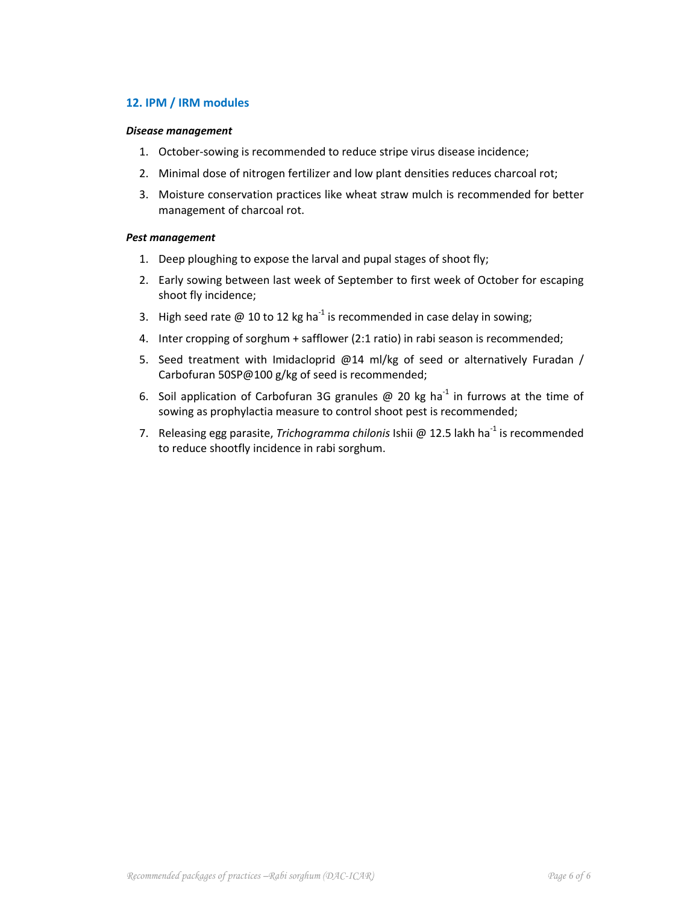## 12. IPM / IRM modules

***Disease management***

1. October-sowing is recommended to reduce stripe virus disease incidence;
2. Minimal dose of nitrogen fertilizer and low plant densities reduces charcoal rot;
3. Moisture conservation practices like wheat straw mulch is recommended for better management of charcoal rot.

***Pest management***

1. Deep ploughing to expose the larval and pupal stages of shoot fly;
2. Early sowing between last week of September to first week of October for escaping shoot fly incidence;
3. High seed rate @ 10 to 12 kg $ha^{-1}$ is recommended in case delay in sowing;
4. Inter cropping of sorghum + safflower (2:1 ratio) in rabi season is recommended;
5. Seed treatment with Imidacloprid @14 ml/kg of seed or alternatively Furadan / Carbofuran 50SP@100 g/kg of seed is recommended;
6. Soil application of Carbofuran 3G granules @ 20 kg $ha^{-1}$ in furrows at the time of sowing as prophylactia measure to control shoot pest is recommended;
7. Releasing egg parasite, *Trichogramma chilonis* Ishii @ 12.5 lakh $ha^{-1}$ is recommended to reduce shootfly incidence in rabi sorghum.